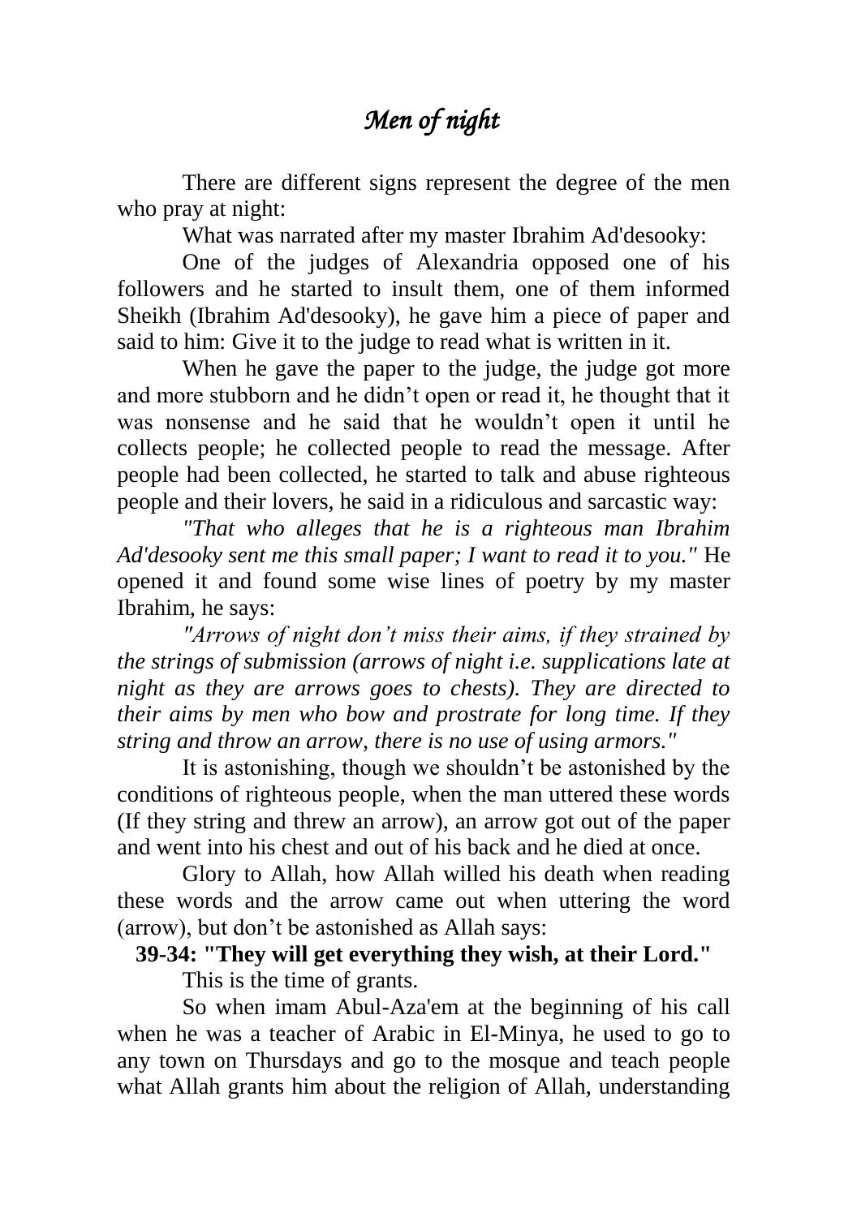# *Men of night*

There are different signs represent the degree of the men who pray at night:

What was narrated after my master Ibrahim Ad'desooky:

One of the judges of Alexandria opposed one of his followers and he started to insult them, one of them informed Sheikh (Ibrahim Ad'desooky), he gave him a piece of paper and said to him: Give it to the judge to read what is written in it.

When he gave the paper to the judge, the judge got more and more stubborn and he didn't open or read it, he thought that it was nonsense and he said that he wouldn't open it until he collects people; he collected people to read the message. After people had been collected, he started to talk and abuse righteous people and their lovers, he said in a ridiculous and sarcastic way:

*"That who alleges that he is a righteous man Ibrahim Ad'desooky sent me this small paper; I want to read it to you."* He opened it and found some wise lines of poetry by my master Ibrahim, he says:

*"Arrows of night don't miss their aims, if they strained by the strings of submission (arrows of night i.e. supplications late at night as they are arrows goes to chests). They are directed to their aims by men who bow and prostrate for long time. If they string and throw an arrow, there is no use of using armors."*

It is astonishing, though we shouldn't be astonished by the conditions of righteous people, when the man uttered these words (If they string and threw an arrow), an arrow got out of the paper and went into his chest and out of his back and he died at once.

Glory to Allah, how Allah willed his death when reading these words and the arrow came out when uttering the word (arrow), but don't be astonished as Allah says:

**39-34: "They will get everything they wish, at their Lord."**

This is the time of grants.

So when imam Abul-Aza'em at the beginning of his call when he was a teacher of Arabic in El-Minya, he used to go to any town on Thursdays and go to the mosque and teach people what Allah grants him about the religion of Allah, understanding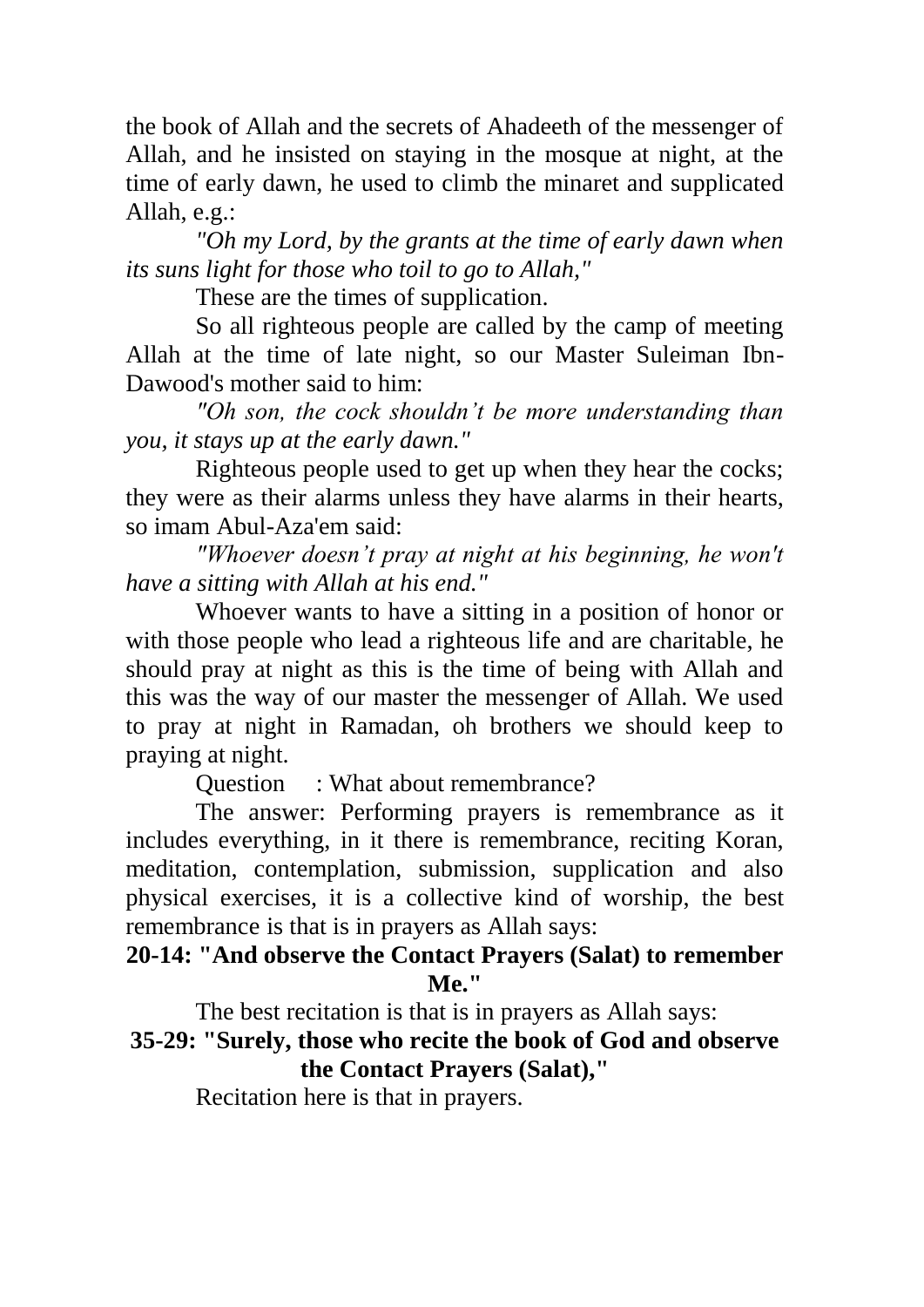the book of Allah and the secrets of Ahadeeth of the messenger of Allah, and he insisted on staying in the mosque at night, at the time of early dawn, he used to climb the minaret and supplicated Allah, e.g.:

*"Oh my Lord, by the grants at the time of early dawn when its suns light for those who toil to go to Allah,"*

These are the times of supplication.

So all righteous people are called by the camp of meeting Allah at the time of late night, so our Master Suleiman Ibn-Dawood's mother said to him:

*"Oh son, the cock shouldn't be more understanding than you, it stays up at the early dawn."*

Righteous people used to get up when they hear the cocks; they were as their alarms unless they have alarms in their hearts, so imam Abul-Aza'em said:

*"Whoever doesn't pray at night at his beginning, he won't have a sitting with Allah at his end."*

Whoever wants to have a sitting in a position of honor or with those people who lead a righteous life and are charitable, he should pray at night as this is the time of being with Allah and this was the way of our master the messenger of Allah. We used to pray at night in Ramadan, oh brothers we should keep to praying at night.

Question : What about remembrance?

The answer: Performing prayers is remembrance as it includes everything, in it there is remembrance, reciting Koran, meditation, contemplation, submission, supplication and also physical exercises, it is a collective kind of worship, the best remembrance is that is in prayers as Allah says:

**20-14: "And observe the Contact Prayers (Salat) to remember Me."**

The best recitation is that is in prayers as Allah says:

**35-29: "Surely, those who recite the book of God and observe the Contact Prayers (Salat),"**

Recitation here is that in prayers.